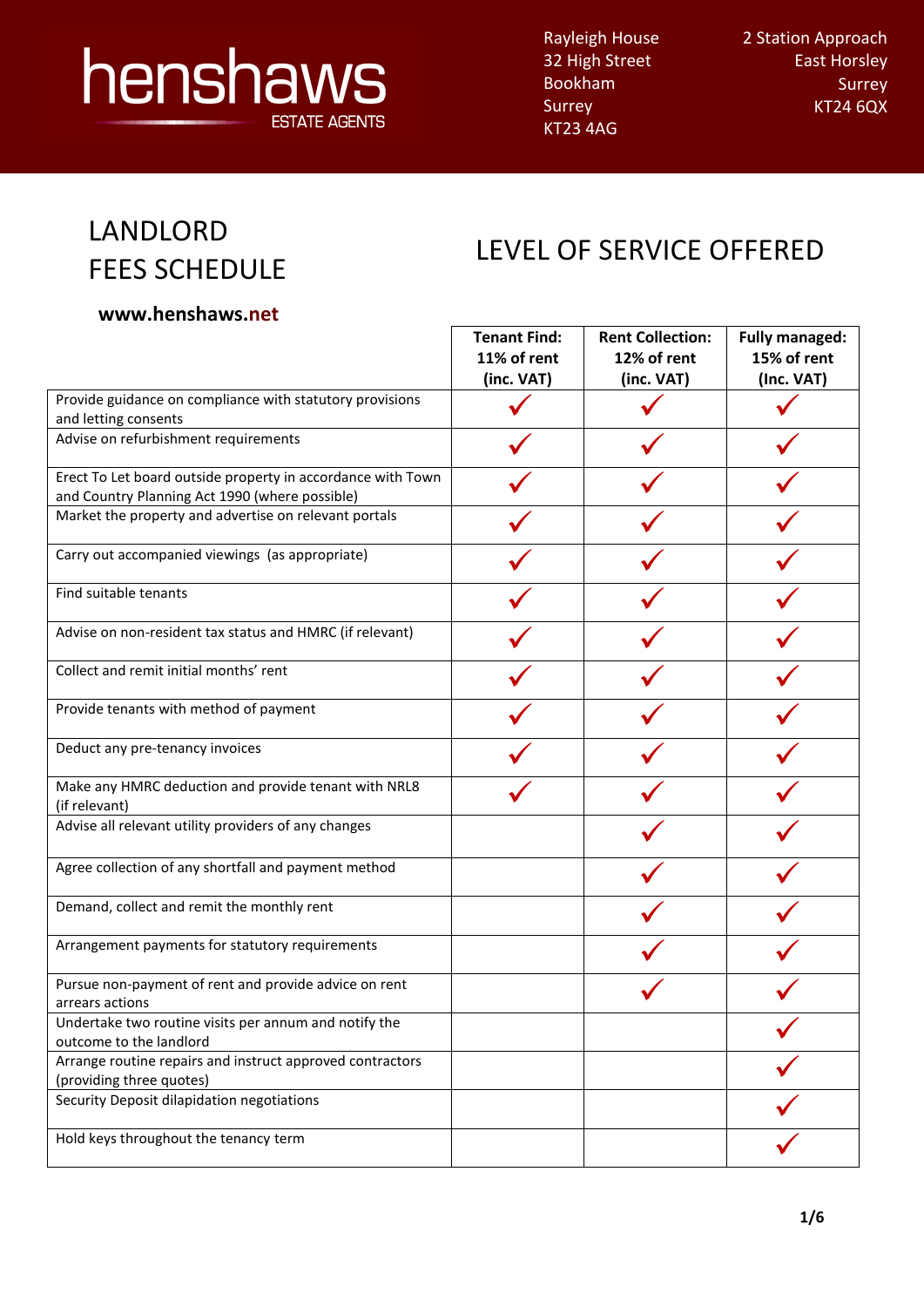henshaws
ESTATE AGENTS

Rayleigh House
32 High Street
Bookham
Surrey
KT23 4AG

2 Station Approach
East Horsley
Surrey
KT24 6QX

# LANDLORD FEES SCHEDULE

**www.henshaws.net**

# LEVEL OF SERVICE OFFERED

| | Tenant Find: 11% of rent (inc. VAT) | Rent Collection: 12% of rent (inc. VAT) | Fully managed: 15% of rent (Inc. VAT) |
|---|---|---|---|
| Provide guidance on compliance with statutory provisions and letting consents | ✓ | ✓ | ✓ |
| Advise on refurbishment requirements | ✓ | ✓ | ✓ |
| Erect To Let board outside property in accordance with Town and Country Planning Act 1990 (where possible) | ✓ | ✓ | ✓ |
| Market the property and advertise on relevant portals | ✓ | ✓ | ✓ |
| Carry out accompanied viewings (as appropriate) | ✓ | ✓ | ✓ |
| Find suitable tenants | ✓ | ✓ | ✓ |
| Advise on non-resident tax status and HMRC (if relevant) | ✓ | ✓ | ✓ |
| Collect and remit initial months' rent | ✓ | ✓ | ✓ |
| Provide tenants with method of payment | ✓ | ✓ | ✓ |
| Deduct any pre-tenancy invoices | ✓ | ✓ | ✓ |
| Make any HMRC deduction and provide tenant with NRL8 (if relevant) | ✓ | ✓ | ✓ |
| Advise all relevant utility providers of any changes | | ✓ | ✓ |
| Agree collection of any shortfall and payment method | | ✓ | ✓ |
| Demand, collect and remit the monthly rent | | ✓ | ✓ |
| Arrangement payments for statutory requirements | | ✓ | ✓ |
| Pursue non-payment of rent and provide advice on rent arrears actions | | ✓ | ✓ |
| Undertake two routine visits per annum and notify the outcome to the landlord | | | ✓ |
| Arrange routine repairs and instruct approved contractors (providing three quotes) | | | ✓ |
| Security Deposit dilapidation negotiations | | | ✓ |
| Hold keys throughout the tenancy term | | | ✓ |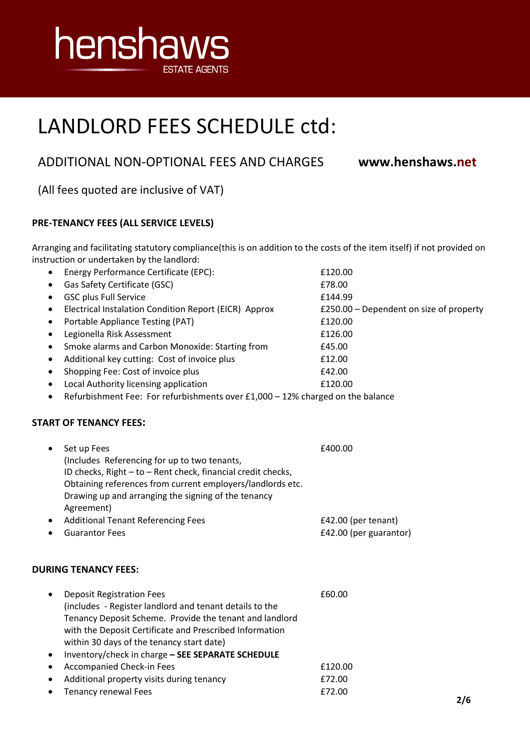henshaws
ESTATE AGENTS

# LANDLORD FEES SCHEDULE ctd:

## ADDITIONAL NON-OPTIONAL FEES AND CHARGES

**www.henshaws.net**

(All fees quoted are inclusive of VAT)

### PRE-TENANCY FEES (ALL SERVICE LEVELS)

Arranging and facilitating statutory compliance(this is on addition to the costs of the item itself) if not provided on instruction or undertaken by the landlord:

- Energy Performance Certificate (EPC): £120.00
- Gas Safety Certificate (GSC) £78.00
- GSC plus Full Service £144.99
- Electrical Instalation Condition Report (EICR) Approx £250.00 – Dependent on size of property
- Portable Appliance Testing (PAT) £120.00
- Legionella Risk Assessment £126.00
- Smoke alarms and Carbon Monoxide: Starting from £45.00
- Additional key cutting: Cost of invoice plus £12.00
- Shopping Fee: Cost of invoice plus £42.00
- Local Authority licensing application £120.00
- Refurbishment Fee: For refurbishments over £1,000 – 12% charged on the balance

### START OF TENANCY FEES:

- Set up Fees £400.00
  (Includes Referencing for up to two tenants,
  ID checks, Right – to – Rent check, financial credit checks,
  Obtaining references from current employers/landlords etc.
  Drawing up and arranging the signing of the tenancy
  Agreement)
- Additional Tenant Referencing Fees £42.00 (per tenant)
- Guarantor Fees £42.00 (per guarantor)

### DURING TENANCY FEES:

- Deposit Registration Fees £60.00
  (includes - Register landlord and tenant details to the Tenancy Deposit Scheme. Provide the tenant and landlord with the Deposit Certificate and Prescribed Information within 30 days of the tenancy start date)
- Inventory/check in charge **– SEE SEPARATE SCHEDULE**
- Accompanied Check-in Fees £120.00
- Additional property visits during tenancy £72.00
- Tenancy renewal Fees £72.00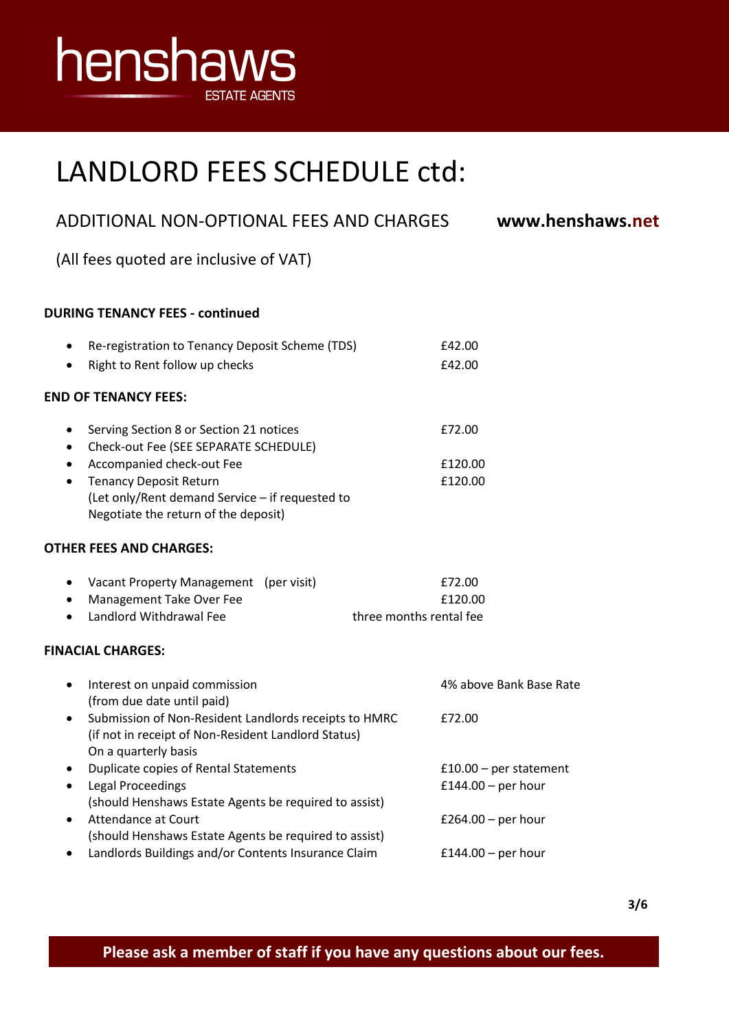henshaws ESTATE AGENTS

# LANDLORD FEES SCHEDULE ctd:

## ADDITIONAL NON-OPTIONAL FEES AND CHARGES

**www.henshaws.net**

(All fees quoted are inclusive of VAT)

**DURING TENANCY FEES - continued**

- Re-registration to Tenancy Deposit Scheme (TDS) — £42.00
- Right to Rent follow up checks — £42.00

**END OF TENANCY FEES:**

- Serving Section 8 or Section 21 notices — £72.00
- Check-out Fee (SEE SEPARATE SCHEDULE)
- Accompanied check-out Fee — £120.00
- Tenancy Deposit Return — £120.00
  (Let only/Rent demand Service – if requested to Negotiate the return of the deposit)

**OTHER FEES AND CHARGES:**

- Vacant Property Management (per visit) — £72.00
- Management Take Over Fee — £120.00
- Landlord Withdrawal Fee — three months rental fee

**FINACIAL CHARGES:**

- Interest on unpaid commission (from due date until paid) — 4% above Bank Base Rate
- Submission of Non-Resident Landlords receipts to HMRC (if not in receipt of Non-Resident Landlord Status) On a quarterly basis — £72.00
- Duplicate copies of Rental Statements — £10.00 – per statement
- Legal Proceedings (should Henshaws Estate Agents be required to assist) — £144.00 – per hour
- Attendance at Court (should Henshaws Estate Agents be required to assist) — £264.00 – per hour
- Landlords Buildings and/or Contents Insurance Claim — £144.00 – per hour

**Please ask a member of staff if you have any questions about our fees.**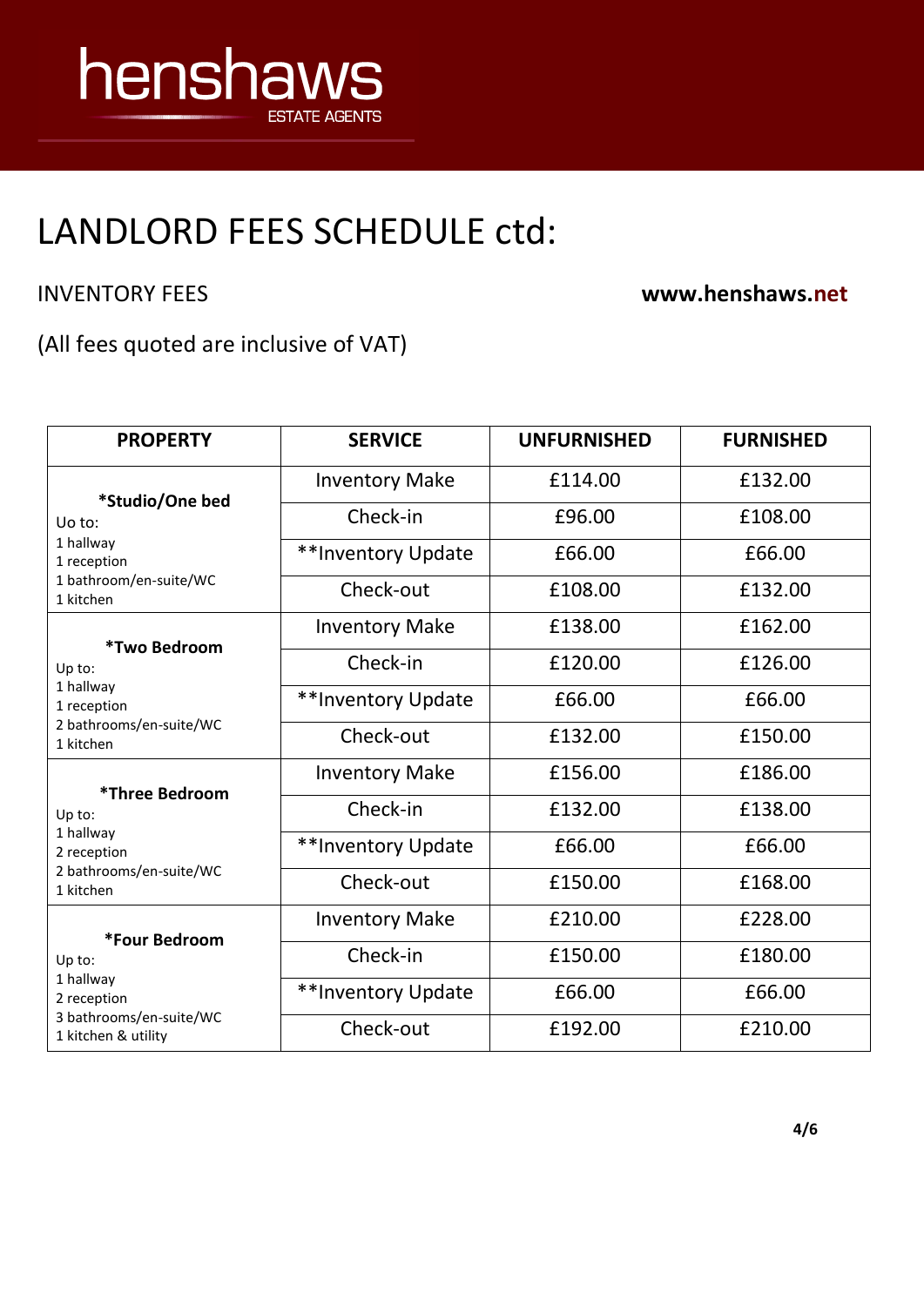# LANDLORD FEES SCHEDULE ctd:

INVENTORY FEES **www.henshaws.net**

(All fees quoted are inclusive of VAT)

| PROPERTY | SERVICE | UNFURNISHED | FURNISHED |
|---|---|---|---|
| **\*Studio/One bed** Uo to: 1 hallway 1 reception 1 bathroom/en-suite/WC 1 kitchen | Inventory Make | £114.00 | £132.00 |
| | Check-in | £96.00 | £108.00 |
| | **Inventory Update | £66.00 | £66.00 |
| | Check-out | £108.00 | £132.00 |
| **\*Two Bedroom** Up to: 1 hallway 1 reception 2 bathrooms/en-suite/WC 1 kitchen | Inventory Make | £138.00 | £162.00 |
| | Check-in | £120.00 | £126.00 |
| | **Inventory Update | £66.00 | £66.00 |
| | Check-out | £132.00 | £150.00 |
| **\*Three Bedroom** Up to: 1 hallway 2 reception 2 bathrooms/en-suite/WC 1 kitchen | Inventory Make | £156.00 | £186.00 |
| | Check-in | £132.00 | £138.00 |
| | **Inventory Update | £66.00 | £66.00 |
| | Check-out | £150.00 | £168.00 |
| **\*Four Bedroom** Up to: 1 hallway 2 reception 3 bathrooms/en-suite/WC 1 kitchen & utility | Inventory Make | £210.00 | £228.00 |
| | Check-in | £150.00 | £180.00 |
| | **Inventory Update | £66.00 | £66.00 |
| | Check-out | £192.00 | £210.00 |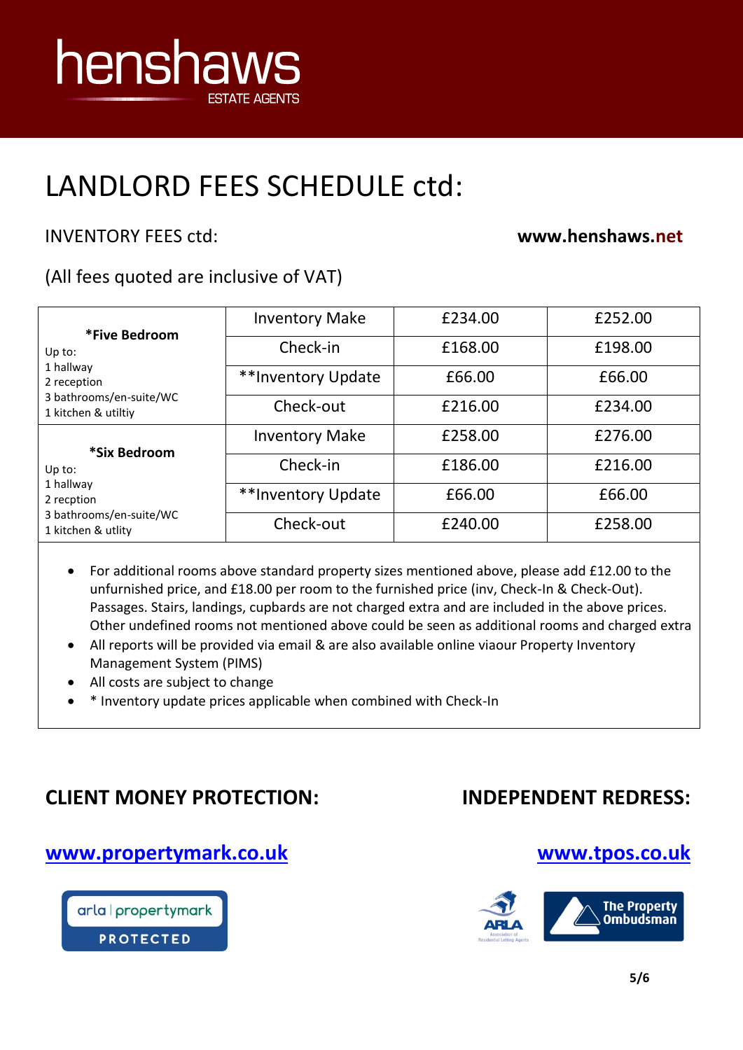henshaws
ESTATE AGENTS

# LANDLORD FEES SCHEDULE ctd:

INVENTORY FEES ctd: **www.henshaws.net**

(All fees quoted are inclusive of VAT)

| | | | |
|---|---|---|---|
| **\*Five Bedroom** Up to: 1 hallway 2 reception 3 bathrooms/en-suite/WC 1 kitchen & utiltiy | Inventory Make | £234.00 | £252.00 |
| | Check-in | £168.00 | £198.00 |
| | **Inventory Update | £66.00 | £66.00 |
| | Check-out | £216.00 | £234.00 |
| **\*Six Bedroom** Up to: 1 hallway 2 recption 3 bathrooms/en-suite/WC 1 kitchen & utlity | Inventory Make | £258.00 | £276.00 |
| | Check-in | £186.00 | £216.00 |
| | **Inventory Update | £66.00 | £66.00 |
| | Check-out | £240.00 | £258.00 |

- For additional rooms above standard property sizes mentioned above, please add £12.00 to the unfurnished price, and £18.00 per room to the furnished price (inv, Check-In & Check-Out). Passages. Stairs, landings, cupbards are not charged extra and are included in the above prices. Other undefined rooms not mentioned above could be seen as additional rooms and charged extra
- All reports will be provided via email & are also available online viaour Property Inventory Management System (PIMS)
- All costs are subject to change
- * Inventory update prices applicable when combined with Check-In

## CLIENT MONEY PROTECTION:

[www.propertymark.co.uk](http://www.propertymark.co.uk)

arla | propertymark PROTECTED

## INDEPENDENT REDRESS:

[www.tpos.co.uk](http://www.tpos.co.uk)

ARLA Association of Residential Letting Agents

The Property Ombudsman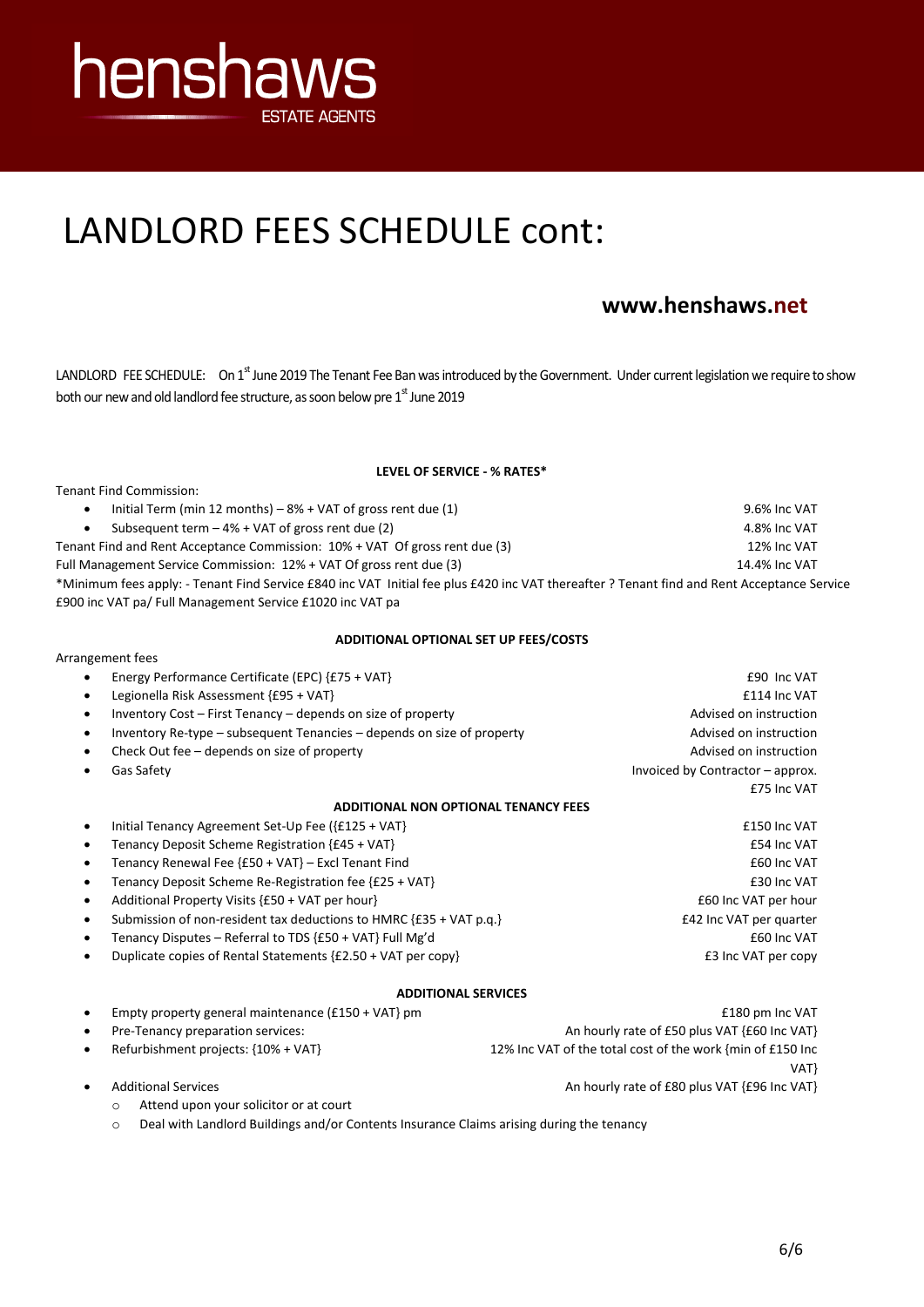henshaws
ESTATE AGENTS

# LANDLORD FEES SCHEDULE cont:

**www.henshaws.net**

LANDLORD FEE SCHEDULE: On 1st June 2019 The Tenant Fee Ban was introduced by the Government. Under current legislation we require to show both our new and old landlord fee structure, as soon below pre 1st June 2019

**LEVEL OF SERVICE - % RATES***

Tenant Find Commission:

- Initial Term (min 12 months) – 8% + VAT of gross rent due (1) — 9.6% Inc VAT
- Subsequent term – 4% + VAT of gross rent due (2) — 4.8% Inc VAT

Tenant Find and Rent Acceptance Commission: 10% + VAT Of gross rent due (3) — 12% Inc VAT

Full Management Service Commission: 12% + VAT Of gross rent due (3) — 14.4% Inc VAT

*Minimum fees apply: - Tenant Find Service £840 inc VAT Initial fee plus £420 inc VAT thereafter ? Tenant find and Rent Acceptance Service £900 inc VAT pa/ Full Management Service £1020 inc VAT pa

**ADDITIONAL OPTIONAL SET UP FEES/COSTS**

Arrangement fees

- Energy Performance Certificate (EPC) {£75 + VAT} — £90 Inc VAT
- Legionella Risk Assessment {£95 + VAT} — £114 Inc VAT
- Inventory Cost – First Tenancy – depends on size of property — Advised on instruction
- Inventory Re-type – subsequent Tenancies – depends on size of property — Advised on instruction
- Check Out fee – depends on size of property — Advised on instruction
- Gas Safety — Invoiced by Contractor – approx. £75 Inc VAT

**ADDITIONAL NON OPTIONAL TENANCY FEES**

- Initial Tenancy Agreement Set-Up Fee ({£125 + VAT} — £150 Inc VAT
- Tenancy Deposit Scheme Registration {£45 + VAT} — £54 Inc VAT
- Tenancy Renewal Fee {£50 + VAT} – Excl Tenant Find — £60 Inc VAT
- Tenancy Deposit Scheme Re-Registration fee {£25 + VAT} — £30 Inc VAT
- Additional Property Visits {£50 + VAT per hour} — £60 Inc VAT per hour
- Submission of non-resident tax deductions to HMRC {£35 + VAT p.q.} — £42 Inc VAT per quarter
- Tenancy Disputes – Referral to TDS {£50 + VAT} Full Mg'd — £60 Inc VAT
- Duplicate copies of Rental Statements {£2.50 + VAT per copy} — £3 Inc VAT per copy

**ADDITIONAL SERVICES**

- Empty property general maintenance (£150 + VAT} pm — £180 pm Inc VAT
- Pre-Tenancy preparation services: — An hourly rate of £50 plus VAT {£60 Inc VAT}
- Refurbishment projects: {10% + VAT} — 12% Inc VAT of the total cost of the work {min of £150 Inc VAT}
- Additional Services — An hourly rate of £80 plus VAT {£96 Inc VAT}
  - Attend upon your solicitor or at court
  - Deal with Landlord Buildings and/or Contents Insurance Claims arising during the tenancy